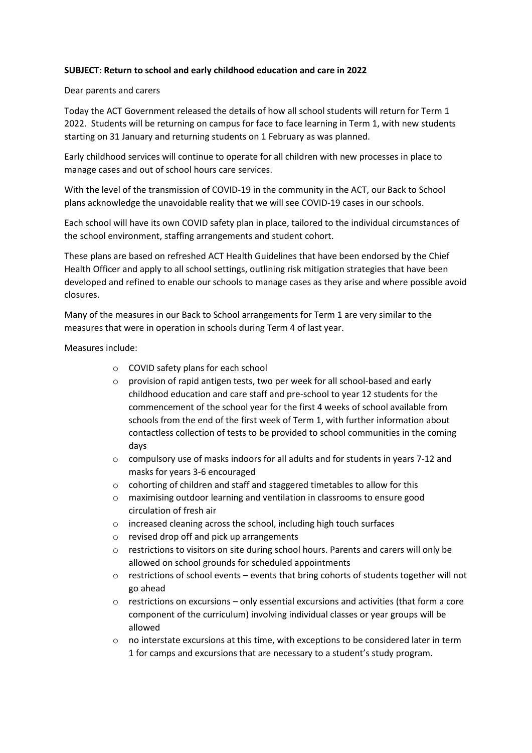**SUBJECT: Return to school and early childhood education and care in 2022**

Dear parents and carers

Today the ACT Government released the details of how all school students will return for Term 1 2022. Students will be returning on campus for face to face learning in Term 1, with new students starting on 31 January and returning students on 1 February as was planned.

Early childhood services will continue to operate for all children with new processes in place to manage cases and out of school hours care services.

With the level of the transmission of COVID-19 in the community in the ACT, our Back to School plans acknowledge the unavoidable reality that we will see COVID-19 cases in our schools.

Each school will have its own COVID safety plan in place, tailored to the individual circumstances of the school environment, staffing arrangements and student cohort.

These plans are based on refreshed ACT Health Guidelines that have been endorsed by the Chief Health Officer and apply to all school settings, outlining risk mitigation strategies that have been developed and refined to enable our schools to manage cases as they arise and where possible avoid closures.

Many of the measures in our Back to School arrangements for Term 1 are very similar to the measures that were in operation in schools during Term 4 of last year.

Measures include:

- COVID safety plans for each school
- provision of rapid antigen tests, two per week for all school-based and early childhood education and care staff and pre-school to year 12 students for the commencement of the school year for the first 4 weeks of school available from schools from the end of the first week of Term 1, with further information about contactless collection of tests to be provided to school communities in the coming days
- compulsory use of masks indoors for all adults and for students in years 7-12 and masks for years 3-6 encouraged
- cohorting of children and staff and staggered timetables to allow for this
- maximising outdoor learning and ventilation in classrooms to ensure good circulation of fresh air
- increased cleaning across the school, including high touch surfaces
- revised drop off and pick up arrangements
- restrictions to visitors on site during school hours. Parents and carers will only be allowed on school grounds for scheduled appointments
- restrictions of school events – events that bring cohorts of students together will not go ahead
- restrictions on excursions – only essential excursions and activities (that form a core component of the curriculum) involving individual classes or year groups will be allowed
- no interstate excursions at this time, with exceptions to be considered later in term 1 for camps and excursions that are necessary to a student's study program.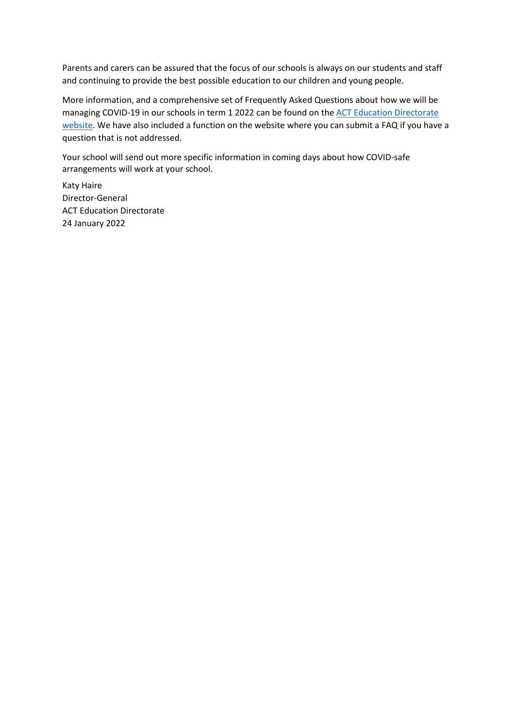Parents and carers can be assured that the focus of our schools is always on our students and staff and continuing to provide the best possible education to our children and young people.

More information, and a comprehensive set of Frequently Asked Questions about how we will be managing COVID-19 in our schools in term 1 2022 can be found on the ACT Education Directorate website. We have also included a function on the website where you can submit a FAQ if you have a question that is not addressed.

Your school will send out more specific information in coming days about how COVID-safe arrangements will work at your school.

Katy Haire
Director-General
ACT Education Directorate
24 January 2022